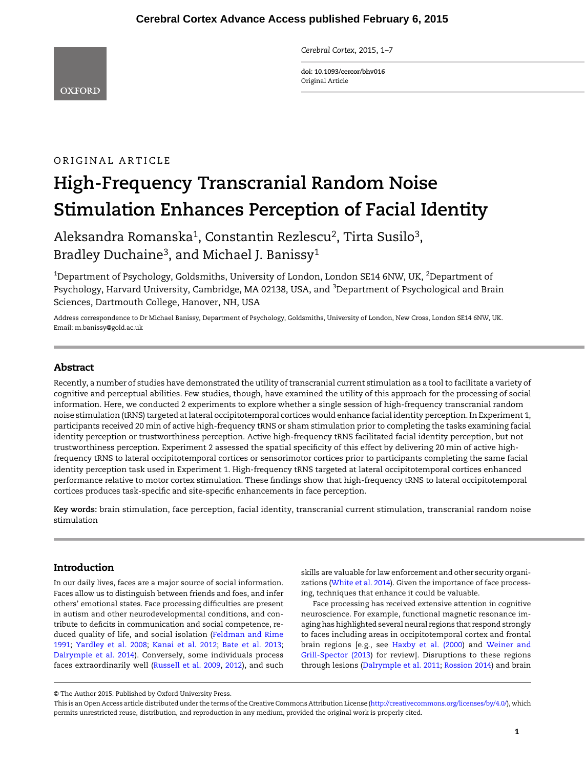ORIGINAL ARTICLE

# High-Frequency Transcranial Random Noise Stimulation Enhances Perception of Facial Identity

Aleksandra Romanska[1], Constantin Rezlescu[2], Tirta Susilo[3], Bradley Duchaine[3], and Michael J. Banissy[1]

[1]Department of Psychology, Goldsmiths, University of London, London SE14 6NW, UK, [2]Department of Psychology, Harvard University, Cambridge, MA 02138, USA, and [3]Department of Psychological and Brain Sciences, Dartmouth College, Hanover, NH, USA

Address correspondence to Dr Michael Banissy, Department of Psychology, Goldsmiths, University of London, New Cross, London SE14 6NW, UK. Email: m.banissy@gold.ac.uk

## Abstract

Recently, a number of studies have demonstrated the utility of transcranial current stimulation as a tool to facilitate a variety of cognitive and perceptual abilities. Few studies, though, have examined the utility of this approach for the processing of social information. Here, we conducted 2 experiments to explore whether a single session of high-frequency transcranial random noise stimulation (tRNS) targeted at lateral occipitotemporal cortices would enhance facial identity perception. In Experiment 1, participants received 20 min of active high-frequency tRNS or sham stimulation prior to completing the tasks examining facial identity perception or trustworthiness perception. Active high-frequency tRNS facilitated facial identity perception, but not trustworthiness perception. Experiment 2 assessed the spatial specificity of this effect by delivering 20 min of active high-frequency tRNS to lateral occipitotemporal cortices or sensorimotor cortices prior to participants completing the same facial identity perception task used in Experiment 1. High-frequency tRNS targeted at lateral occipitotemporal cortices enhanced performance relative to motor cortex stimulation. These findings show that high-frequency tRNS to lateral occipitotemporal cortices produces task-specific and site-specific enhancements in face perception.

**Key words:** brain stimulation, face perception, facial identity, transcranial current stimulation, transcranial random noise stimulation

## Introduction

In our daily lives, faces are a major source of social information. Faces allow us to distinguish between friends and foes, and infer others' emotional states. Face processing difficulties are present in autism and other neurodevelopmental conditions, and contribute to deficits in communication and social competence, reduced quality of life, and social isolation (Feldman and Rime 1991; Yardley et al. 2008; Kanai et al. 2012; Bate et al. 2013; Dalrymple et al. 2014). Conversely, some individuals process faces extraordinarily well (Russell et al. 2009, 2012), and such skills are valuable for law enforcement and other security organizations (White et al. 2014). Given the importance of face processing, techniques that enhance it could be valuable.

Face processing has received extensive attention in cognitive neuroscience. For example, functional magnetic resonance imaging has highlighted several neural regions that respond strongly to faces including areas in occipitotemporal cortex and frontal brain regions [e.g., see Haxby et al. (2000) and Weiner and Grill-Spector (2013) for review]. Disruptions to these regions through lesions (Dalrymple et al. 2011; Rossion 2014) and brain

© The Author 2015. Published by Oxford University Press.

This is an Open Access article distributed under the terms of the Creative Commons Attribution License (http://creativecommons.org/licenses/by/4.0/), which permits unrestricted reuse, distribution, and reproduction in any medium, provided the original work is properly cited.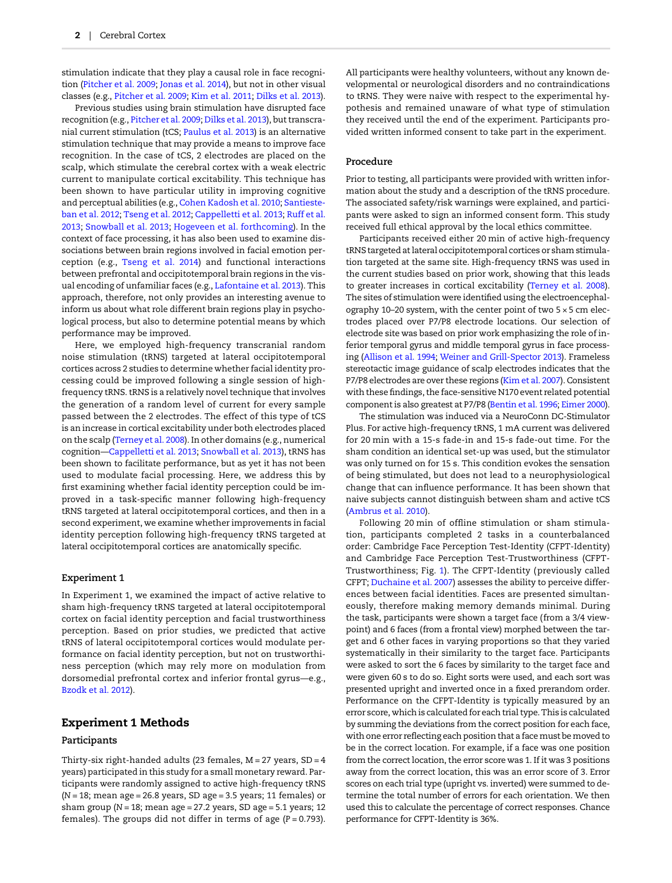stimulation indicate that they play a causal role in face recognition (Pitcher et al. 2009; Jonas et al. 2014), but not in other visual classes (e.g., Pitcher et al. 2009; Kim et al. 2011; Dilks et al. 2013).

Previous studies using brain stimulation have disrupted face recognition (e.g., Pitcher et al. 2009; Dilks et al. 2013), but transcranial current stimulation (tCS; Paulus et al. 2013) is an alternative stimulation technique that may provide a means to improve face recognition. In the case of tCS, 2 electrodes are placed on the scalp, which stimulate the cerebral cortex with a weak electric current to manipulate cortical excitability. This technique has been shown to have particular utility in improving cognitive and perceptual abilities (e.g., Cohen Kadosh et al. 2010; Santiesteban et al. 2012; Tseng et al. 2012; Cappelletti et al. 2013; Ruff et al. 2013; Snowball et al. 2013; Hogeveen et al. forthcoming). In the context of face processing, it has also been used to examine dissociations between brain regions involved in facial emotion perception (e.g., Tseng et al. 2014) and functional interactions between prefrontal and occipitotemporal brain regions in the visual encoding of unfamiliar faces (e.g., Lafontaine et al. 2013). This approach, therefore, not only provides an interesting avenue to inform us about what role different brain regions play in psychological process, but also to determine potential means by which performance may be improved.

Here, we employed high-frequency transcranial random noise stimulation (tRNS) targeted at lateral occipitotemporal cortices across 2 studies to determine whether facial identity processing could be improved following a single session of high-frequency tRNS. tRNS is a relatively novel technique that involves the generation of a random level of current for every sample passed between the 2 electrodes. The effect of this type of tCS is an increase in cortical excitability under both electrodes placed on the scalp (Terney et al. 2008). In other domains (e.g., numerical cognition—Cappelletti et al. 2013; Snowball et al. 2013), tRNS has been shown to facilitate performance, but as yet it has not been used to modulate facial processing. Here, we address this by first examining whether facial identity perception could be improved in a task-specific manner following high-frequency tRNS targeted at lateral occipitotemporal cortices, and then in a second experiment, we examine whether improvements in facial identity perception following high-frequency tRNS targeted at lateral occipitotemporal cortices are anatomically specific.

### Experiment 1

In Experiment 1, we examined the impact of active relative to sham high-frequency tRNS targeted at lateral occipitotemporal cortex on facial identity perception and facial trustworthiness perception. Based on prior studies, we predicted that active tRNS of lateral occipitotemporal cortices would modulate performance on facial identity perception, but not on trustworthiness perception (which may rely more on modulation from dorsomedial prefrontal cortex and inferior frontal gyrus—e.g., Bzdok et al. 2012).

## Experiment 1 Methods

### Participants

Thirty-six right-handed adults (23 females, M = 27 years, SD = 4 years) participated in this study for a small monetary reward. Participants were randomly assigned to active high-frequency tRNS (N = 18; mean age = 26.8 years, SD age = 3.5 years; 11 females) or sham group (N = 18; mean age = 27.2 years, SD age = 5.1 years; 12 females). The groups did not differ in terms of age ($P = 0.793$). All participants were healthy volunteers, without any known developmental or neurological disorders and no contraindications to tRNS. They were naive with respect to the experimental hypothesis and remained unaware of what type of stimulation they received until the end of the experiment. Participants provided written informed consent to take part in the experiment.

### Procedure

Prior to testing, all participants were provided with written information about the study and a description of the tRNS procedure. The associated safety/risk warnings were explained, and participants were asked to sign an informed consent form. This study received full ethical approval by the local ethics committee.

Participants received either 20 min of active high-frequency tRNS targeted at lateral occipitotemporal cortices or sham stimulation targeted at the same site. High-frequency tRNS was used in the current studies based on prior work, showing that this leads to greater increases in cortical excitability (Terney et al. 2008). The sites of stimulation were identified using the electroencephalography 10–20 system, with the center point of two 5 × 5 cm electrodes placed over P7/P8 electrode locations. Our selection of electrode site was based on prior work emphasizing the role of inferior temporal gyrus and middle temporal gyrus in face processing (Allison et al. 1994; Weiner and Grill-Spector 2013). Frameless stereotactic image guidance of scalp electrodes indicates that the P7/P8 electrodes are over these regions (Kim et al. 2007). Consistent with these findings, the face-sensitive N170 event related potential component is also greatest at P7/P8 (Bentin et al. 1996; Eimer 2000).

The stimulation was induced via a NeuroConn DC-Stimulator Plus. For active high-frequency tRNS, 1 mA current was delivered for 20 min with a 15-s fade-in and 15-s fade-out time. For the sham condition an identical set-up was used, but the stimulator was only turned on for 15 s. This condition evokes the sensation of being stimulated, but does not lead to a neurophysiological change that can influence performance. It has been shown that naive subjects cannot distinguish between sham and active tCS (Ambrus et al. 2010).

Following 20 min of offline stimulation or sham stimulation, participants completed 2 tasks in a counterbalanced order: Cambridge Face Perception Test-Identity (CFPT-Identity) and Cambridge Face Perception Test-Trustworthiness (CFPT-Trustworthiness; Fig. 1). The CFPT-Identity (previously called CFPT; Duchaine et al. 2007) assesses the ability to perceive differences between facial identities. Faces are presented simultaneously, therefore making memory demands minimal. During the task, participants were shown a target face (from a 3/4 viewpoint) and 6 faces (from a frontal view) morphed between the target and 6 other faces in varying proportions so that they varied systematically in their similarity to the target face. Participants were asked to sort the 6 faces by similarity to the target face and were given 60 s to do so. Eight sorts were used, and each sort was presented upright and inverted once in a fixed prerandom order. Performance on the CFPT-Identity is typically measured by an error score, which is calculated for each trial type. This is calculated by summing the deviations from the correct position for each face, with one error reflecting each position that a face must be moved to be in the correct location. For example, if a face was one position from the correct location, the error score was 1. If it was 3 positions away from the correct location, this was an error score of 3. Error scores on each trial type (upright vs. inverted) were summed to determine the total number of errors for each orientation. We then used this to calculate the percentage of correct responses. Chance performance for CFPT-Identity is 36%.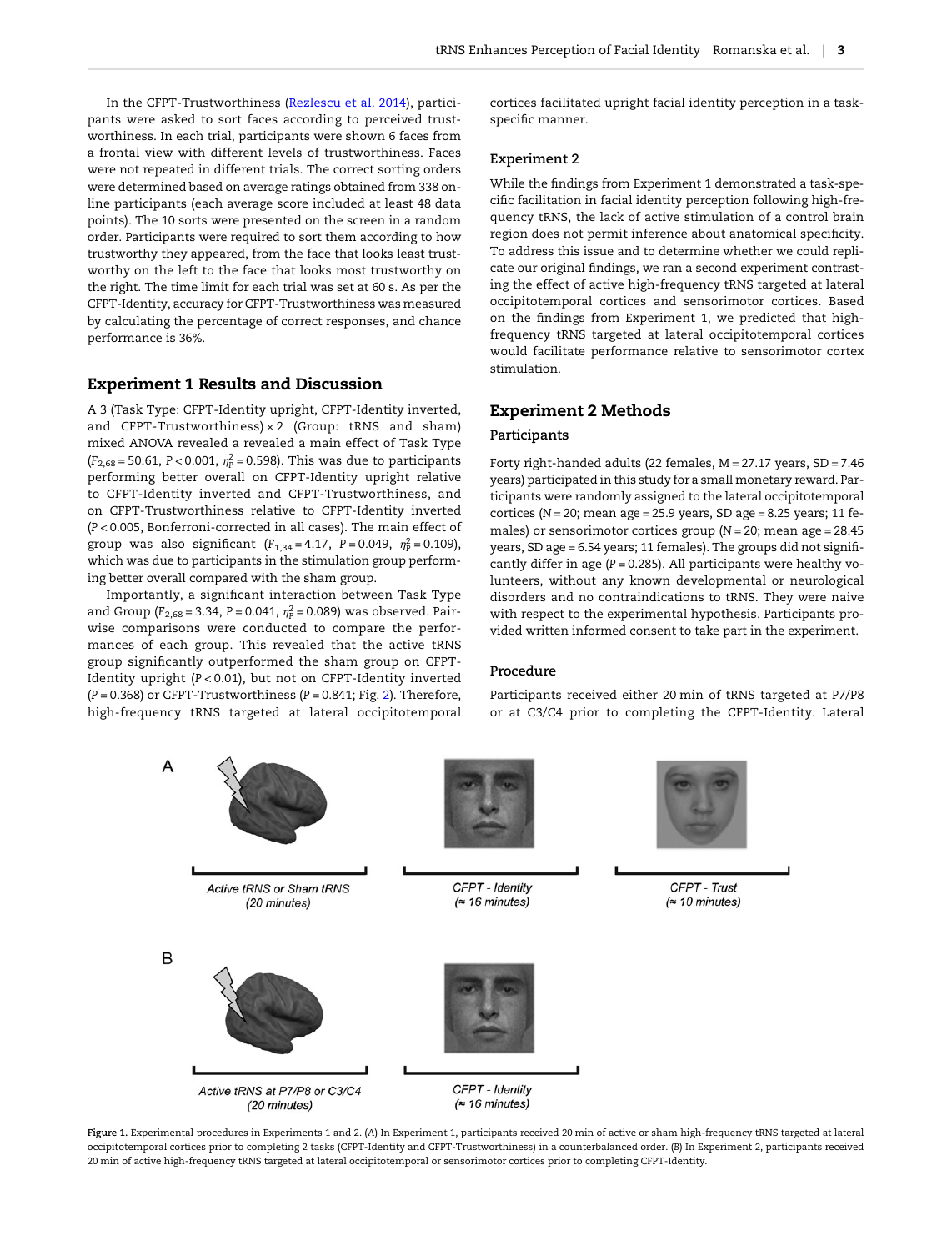In the CFPT-Trustworthiness (Rezlescu et al. 2014), participants were asked to sort faces according to perceived trustworthiness. In each trial, participants were shown 6 faces from a frontal view with different levels of trustworthiness. Faces were not repeated in different trials. The correct sorting orders were determined based on average ratings obtained from 338 online participants (each average score included at least 48 data points). The 10 sorts were presented on the screen in a random order. Participants were required to sort them according to how trustworthy they appeared, from the face that looks least trustworthy on the left to the face that looks most trustworthy on the right. The time limit for each trial was set at 60 s. As per the CFPT-Identity, accuracy for CFPT-Trustworthiness was measured by calculating the percentage of correct responses, and chance performance is 36%.

## Experiment 1 Results and Discussion

A 3 (Task Type: CFPT-Identity upright, CFPT-Identity inverted, and CFPT-Trustworthiness) × 2 (Group: tRNS and sham) mixed ANOVA revealed a revealed a main effect of Task Type ($F_{2,68} = 50.61$, $P < 0.001$, $\eta_P^2 = 0.598$). This was due to participants performing better overall on CFPT-Identity upright relative to CFPT-Identity inverted and CFPT-Trustworthiness, and on CFPT-Trustworthiness relative to CFPT-Identity inverted ($P < 0.005$, Bonferroni-corrected in all cases). The main effect of group was also significant ($F_{1,34} = 4.17$, $P = 0.049$, $\eta_P^2 = 0.109$), which was due to participants in the stimulation group performing better overall compared with the sham group.

Importantly, a significant interaction between Task Type and Group ($F_{2,68} = 3.34$, $P = 0.041$, $\eta_P^2 = 0.089$) was observed. Pairwise comparisons were conducted to compare the performances of each group. This revealed that the active tRNS group significantly outperformed the sham group on CFPT-Identity upright ($P < 0.01$), but not on CFPT-Identity inverted ($P = 0.368$) or CFPT-Trustworthiness ($P = 0.841$; Fig. 2). Therefore, high-frequency tRNS targeted at lateral occipitotemporal cortices facilitated upright facial identity perception in a task-specific manner.

## Experiment 2

While the findings from Experiment 1 demonstrated a task-specific facilitation in facial identity perception following high-frequency tRNS, the lack of active stimulation of a control brain region does not permit inference about anatomical specificity. To address this issue and to determine whether we could replicate our original findings, we ran a second experiment contrasting the effect of active high-frequency tRNS targeted at lateral occipitotemporal cortices and sensorimotor cortices. Based on the findings from Experiment 1, we predicted that high-frequency tRNS targeted at lateral occipitotemporal cortices would facilitate performance relative to sensorimotor cortex stimulation.

## Experiment 2 Methods

### Participants

Forty right-handed adults (22 females, M = 27.17 years, SD = 7.46 years) participated in this study for a small monetary reward. Participants were randomly assigned to the lateral occipitotemporal cortices (N = 20; mean age = 25.9 years, SD age = 8.25 years; 11 females) or sensorimotor cortices group (N = 20; mean age = 28.45 years, SD age = 6.54 years; 11 females). The groups did not significantly differ in age ($P = 0.285$). All participants were healthy volunteers, without any known developmental or neurological disorders and no contraindications to tRNS. They were naive with respect to the experimental hypothesis. Participants provided written informed consent to take part in the experiment.

### Procedure

Participants received either 20 min of tRNS targeted at P7/P8 or at C3/C4 prior to completing the CFPT-Identity. Lateral

Figure 1. Experimental procedures in Experiments 1 and 2. (A) In Experiment 1, participants received 20 min of active or sham high-frequency tRNS targeted at lateral occipitotemporal cortices prior to completing 2 tasks (CFPT-Identity and CFPT-Trustworthiness) in a counterbalanced order. (B) In Experiment 2, participants received 20 min of active high-frequency tRNS targeted at lateral occipitotemporal or sensorimotor cortices prior to completing CFPT-Identity.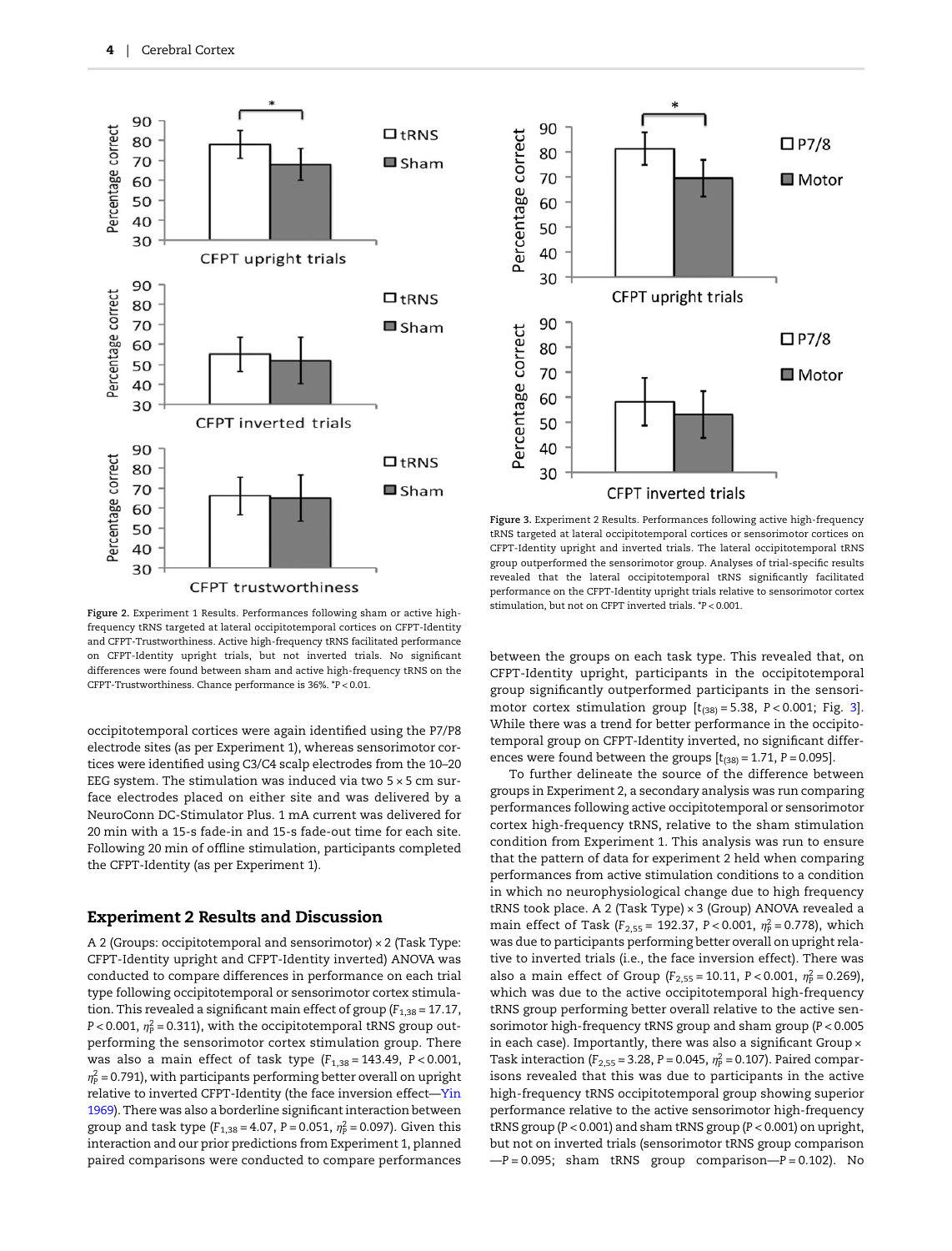Figure 2. Experiment 1 Results. Performances following sham or active high-frequency tRNS targeted at lateral occipitotemporal cortices on CFPT-Identity and CFPT-Trustworthiness. Active high-frequency tRNS facilitated performance on CFPT-Identity upright trials, but not inverted trials. No significant differences were found between sham and active high-frequency tRNS on the CFPT-Trustworthiness. Chance performance is 36%. *P < 0.01.

Figure 3. Experiment 2 Results. Performances following active high-frequency tRNS targeted at lateral occipitotemporal cortices or sensorimotor cortices on CFPT-Identity upright and inverted trials. The lateral occipitotemporal tRNS group outperformed the sensorimotor group. Analyses of trial-specific results revealed that the lateral occipitotemporal tRNS significantly facilitated performance on the CFPT-Identity upright trials relative to sensorimotor cortex stimulation, but not on CFPT inverted trials. *P < 0.001.

occipitotemporal cortices were again identified using the P7/P8 electrode sites (as per Experiment 1), whereas sensorimotor cortices were identified using C3/C4 scalp electrodes from the 10–20 EEG system. The stimulation was induced via two 5 × 5 cm surface electrodes placed on either site and was delivered by a NeuroConn DC-Stimulator Plus. 1 mA current was delivered for 20 min with a 15-s fade-in and 15-s fade-out time for each site. Following 20 min of offline stimulation, participants completed the CFPT-Identity (as per Experiment 1).

## Experiment 2 Results and Discussion

A 2 (Groups: occipitotemporal and sensorimotor) × 2 (Task Type: CFPT-Identity upright and CFPT-Identity inverted) ANOVA was conducted to compare differences in performance on each trial type following occipitotemporal or sensorimotor cortex stimulation. This revealed a significant main effect of group ($F_{1,38} = 17.17$, $P < 0.001$, $\eta_p^2 = 0.311$), with the occipitotemporal tRNS group outperforming the sensorimotor cortex stimulation group. There was also a main effect of task type ($F_{1,38} = 143.49$, $P < 0.001$, $\eta_p^2 = 0.791$), with participants performing better overall on upright relative to inverted CFPT-Identity (the face inversion effect—Yin 1969). There was also a borderline significant interaction between group and task type ($F_{1,38} = 4.07$, $P = 0.051$, $\eta_p^2 = 0.097$). Given this interaction and our prior predictions from Experiment 1, planned paired comparisons were conducted to compare performances between the groups on each task type. This revealed that, on CFPT-Identity upright, participants in the occipitotemporal group significantly outperformed participants in the sensorimotor cortex stimulation group [$t_{(38)} = 5.38$, $P < 0.001$; Fig. 3]. While there was a trend for better performance in the occipitotemporal group on CFPT-Identity inverted, no significant differences were found between the groups [$t_{(38)} = 1.71$, $P = 0.095$].

To further delineate the source of the difference between groups in Experiment 2, a secondary analysis was run comparing performances following active occipitotemporal or sensorimotor cortex high-frequency tRNS, relative to the sham stimulation condition from Experiment 1. This analysis was run to ensure that the pattern of data for experiment 2 held when comparing performances from active stimulation conditions to a condition in which no neurophysiological change due to high frequency tRNS took place. A 2 (Task Type) × 3 (Group) ANOVA revealed a main effect of Task ($F_{2,55} = 192.37$, $P < 0.001$, $\eta_p^2 = 0.778$), which was due to participants performing better overall on upright relative to inverted trials (i.e., the face inversion effect). There was also a main effect of Group ($F_{2,55} = 10.11$, $P < 0.001$, $\eta_p^2 = 0.269$), which was due to the active occipitotemporal high-frequency tRNS group performing better overall relative to the active sensorimotor high-frequency tRNS group and sham group ($P < 0.005$ in each case). Importantly, there was also a significant Group × Task interaction ($F_{2,55} = 3.28$, $P = 0.045$, $\eta_p^2 = 0.107$). Paired comparisons revealed that this was due to participants in the active high-frequency tRNS occipitotemporal group showing superior performance relative to the active sensorimotor high-frequency tRNS group ($P < 0.001$) and sham tRNS group ($P < 0.001$) on upright, but not on inverted trials (sensorimotor tRNS group comparison —$P = 0.095$; sham tRNS group comparison—$P = 0.102$). No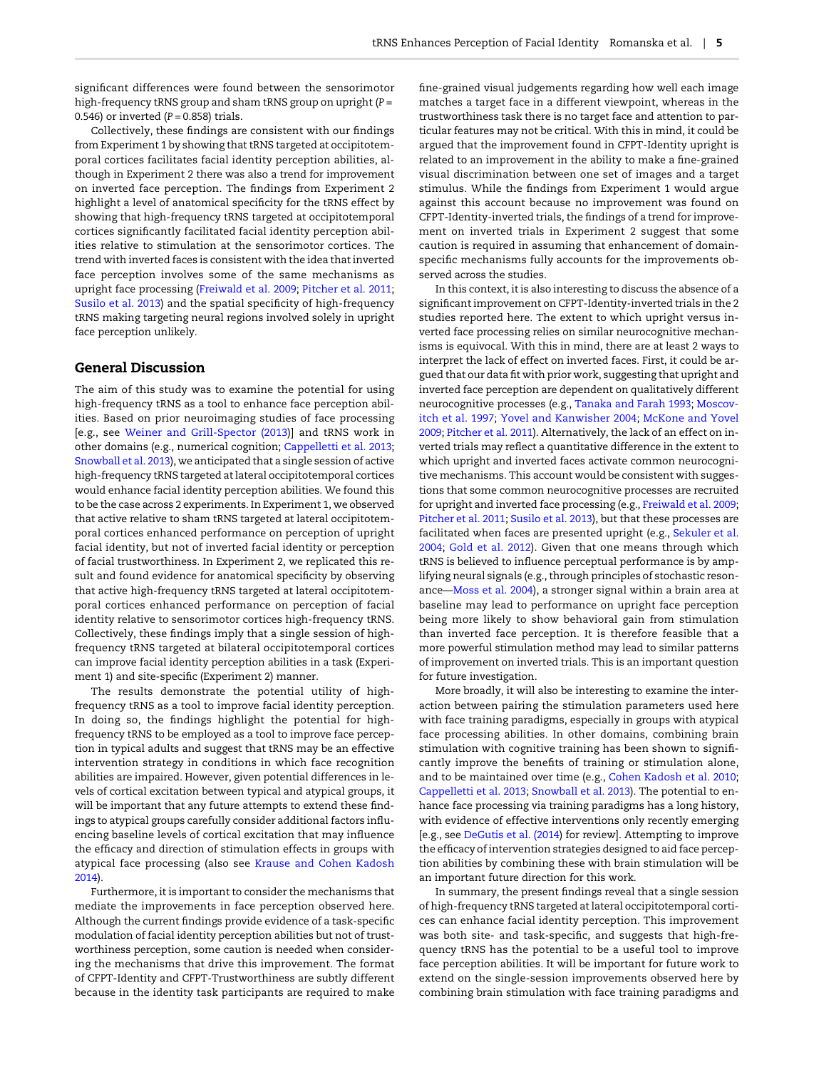significant differences were found between the sensorimotor high-frequency tRNS group and sham tRNS group on upright ($P$ = 0.546) or inverted ($P$ = 0.858) trials.

Collectively, these findings are consistent with our findings from Experiment 1 by showing that tRNS targeted at occipitotemporal cortices facilitates facial identity perception abilities, although in Experiment 2 there was also a trend for improvement on inverted face perception. The findings from Experiment 2 highlight a level of anatomical specificity for the tRNS effect by showing that high-frequency tRNS targeted at occipitotemporal cortices significantly facilitated facial identity perception abilities relative to stimulation at the sensorimotor cortices. The trend with inverted faces is consistent with the idea that inverted face perception involves some of the same mechanisms as upright face processing (Freiwald et al. 2009; Pitcher et al. 2011; Susilo et al. 2013) and the spatial specificity of high-frequency tRNS making targeting neural regions involved solely in upright face perception unlikely.

## General Discussion

The aim of this study was to examine the potential for using high-frequency tRNS as a tool to enhance face perception abilities. Based on prior neuroimaging studies of face processing [e.g., see Weiner and Grill-Spector (2013)] and tRNS work in other domains (e.g., numerical cognition; Cappelletti et al. 2013; Snowball et al. 2013), we anticipated that a single session of active high-frequency tRNS targeted at lateral occipitotemporal cortices would enhance facial identity perception abilities. We found this to be the case across 2 experiments. In Experiment 1, we observed that active relative to sham tRNS targeted at lateral occipitotemporal cortices enhanced performance on perception of upright facial identity, but not of inverted facial identity or perception of facial trustworthiness. In Experiment 2, we replicated this result and found evidence for anatomical specificity by observing that active high-frequency tRNS targeted at lateral occipitotemporal cortices enhanced performance on perception of facial identity relative to sensorimotor cortices high-frequency tRNS. Collectively, these findings imply that a single session of high-frequency tRNS targeted at bilateral occipitotemporal cortices can improve facial identity perception abilities in a task (Experiment 1) and site-specific (Experiment 2) manner.

The results demonstrate the potential utility of high-frequency tRNS as a tool to improve facial identity perception. In doing so, the findings highlight the potential for high-frequency tRNS to be employed as a tool to improve face perception in typical adults and suggest that tRNS may be an effective intervention strategy in conditions in which face recognition abilities are impaired. However, given potential differences in levels of cortical excitation between typical and atypical groups, it will be important that any future attempts to extend these findings to atypical groups carefully consider additional factors influencing baseline levels of cortical excitation that may influence the efficacy and direction of stimulation effects in groups with atypical face processing (also see Krause and Cohen Kadosh 2014).

Furthermore, it is important to consider the mechanisms that mediate the improvements in face perception observed here. Although the current findings provide evidence of a task-specific modulation of facial identity perception abilities but not of trustworthiness perception, some caution is needed when considering the mechanisms that drive this improvement. The format of CFPT-Identity and CFPT-Trustworthiness are subtly different because in the identity task participants are required to make fine-grained visual judgements regarding how well each image matches a target face in a different viewpoint, whereas in the trustworthiness task there is no target face and attention to particular features may not be critical. With this in mind, it could be argued that the improvement found in CFPT-Identity upright is related to an improvement in the ability to make a fine-grained visual discrimination between one set of images and a target stimulus. While the findings from Experiment 1 would argue against this account because no improvement was found on CFPT-Identity-inverted trials, the findings of a trend for improvement on inverted trials in Experiment 2 suggest that some caution is required in assuming that enhancement of domain-specific mechanisms fully accounts for the improvements observed across the studies.

In this context, it is also interesting to discuss the absence of a significant improvement on CFPT-Identity-inverted trials in the 2 studies reported here. The extent to which upright versus inverted face processing relies on similar neurocognitive mechanisms is equivocal. With this in mind, there are at least 2 ways to interpret the lack of effect on inverted faces. First, it could be argued that our data fit with prior work, suggesting that upright and inverted face perception are dependent on qualitatively different neurocognitive processes (e.g., Tanaka and Farah 1993; Moscovitch et al. 1997; Yovel and Kanwisher 2004; McKone and Yovel 2009; Pitcher et al. 2011). Alternatively, the lack of an effect on inverted trials may reflect a quantitative difference in the extent to which upright and inverted faces activate common neurocognitive mechanisms. This account would be consistent with suggestions that some common neurocognitive processes are recruited for upright and inverted face processing (e.g., Freiwald et al. 2009; Pitcher et al. 2011; Susilo et al. 2013), but that these processes are facilitated when faces are presented upright (e.g., Sekuler et al. 2004; Gold et al. 2012). Given that one means through which tRNS is believed to influence perceptual performance is by amplifying neural signals (e.g., through principles of stochastic resonance—Moss et al. 2004), a stronger signal within a brain area at baseline may lead to performance on upright face perception being more likely to show behavioral gain from stimulation than inverted face perception. It is therefore feasible that a more powerful stimulation method may lead to similar patterns of improvement on inverted trials. This is an important question for future investigation.

More broadly, it will also be interesting to examine the interaction between pairing the stimulation parameters used here with face training paradigms, especially in groups with atypical face processing abilities. In other domains, combining brain stimulation with cognitive training has been shown to significantly improve the benefits of training or stimulation alone, and to be maintained over time (e.g., Cohen Kadosh et al. 2010; Cappelletti et al. 2013; Snowball et al. 2013). The potential to enhance face processing via training paradigms has a long history, with evidence of effective interventions only recently emerging [e.g., see DeGutis et al. (2014) for review]. Attempting to improve the efficacy of intervention strategies designed to aid face perception abilities by combining these with brain stimulation will be an important future direction for this work.

In summary, the present findings reveal that a single session of high-frequency tRNS targeted at lateral occipitotemporal cortices can enhance facial identity perception. This improvement was both site- and task-specific, and suggests that high-frequency tRNS has the potential to be a useful tool to improve face perception abilities. It will be important for future work to extend on the single-session improvements observed here by combining brain stimulation with face training paradigms and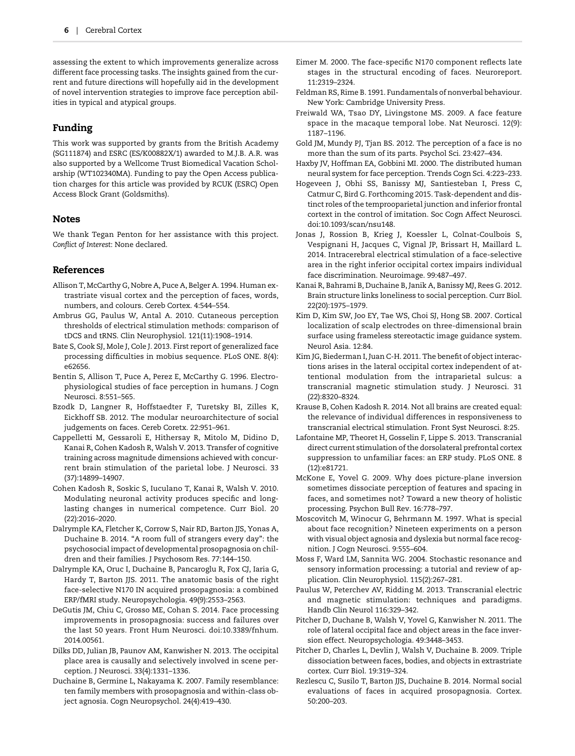assessing the extent to which improvements generalize across different face processing tasks. The insights gained from the current and future directions will hopefully aid in the development of novel intervention strategies to improve face perception abilities in typical and atypical groups.

## Funding

This work was supported by grants from the British Academy (SG111874) and ESRC (ES/K00882X/1) awarded to M.J.B. A.R. was also supported by a Wellcome Trust Biomedical Vacation Scholarship (WT102340MA). Funding to pay the Open Access publication charges for this article was provided by RCUK (ESRC) Open Access Block Grant (Goldsmiths).

## Notes

We thank Tegan Penton for her assistance with this project. *Conflict of Interest*: None declared.

## References

Allison T, McCarthy G, Nobre A, Puce A, Belger A. 1994. Human extrastriate visual cortex and the perception of faces, words, numbers, and colours. Cereb Cortex. 4:544–554.

Ambrus GG, Paulus W, Antal A. 2010. Cutaneous perception thresholds of electrical stimulation methods: comparison of tDCS and tRNS. Clin Neurophysiol. 121(11):1908–1914.

Bate S, Cook SJ, Mole J, Cole J. 2013. First report of generalized face processing difficulties in mobius sequence. PLoS ONE. 8(4): e62656.

Bentin S, Allison T, Puce A, Perez E, McCarthy G. 1996. Electrophysiological studies of face perception in humans. J Cogn Neurosci. 8:551–565.

Bzodk D, Langner R, Hoffstaedter F, Turetsky BI, Zilles K, Eickhoff SB. 2012. The modular neuroarchitecture of social judgements on faces. Cereb Cortex. 22:951–961.

Cappelletti M, Gessaroli E, Hithersay R, Mitolo M, Didino D, Kanai R, Cohen Kadosh R, Walsh V. 2013. Transfer of cognitive training across magnitude dimensions achieved with concurrent brain stimulation of the parietal lobe. J Neurosci. 33 (37):14899–14907.

Cohen Kadosh R, Soskic S, Iuculano T, Kanai R, Walsh V. 2010. Modulating neuronal activity produces specific and long-lasting changes in numerical competence. Curr Biol. 20 (22):2016–2020.

Dalrymple KA, Fletcher K, Corrow S, Nair RD, Barton JJS, Yonas A, Duchaine B. 2014. "A room full of strangers every day": the psychosocial impact of developmental prosopagnosia on children and their families. J Psychosom Res. 77:144–150.

Dalrymple KA, Oruc I, Duchaine B, Pancaroglu R, Fox CJ, Iaria G, Hardy T, Barton JJS. 2011. The anatomic basis of the right face-selective N170 IN acquired prosopagnosia: a combined ERP/fMRI study. Neuropsychologia. 49(9):2553–2563.

DeGutis JM, Chiu C, Grosso ME, Cohan S. 2014. Face processing improvements in prosopagnosia: success and failures over the last 50 years. Front Hum Neurosci. doi:10.3389/fnhum. 2014.00561.

Dilks DD, Julian JB, Paunov AM, Kanwisher N. 2013. The occipital place area is causally and selectively involved in scene perception. J Neurosci. 33(4):1331–1336.

Duchaine B, Germine L, Nakayama K. 2007. Family resemblance: ten family members with prosopagnosia and within-class object agnosia. Cogn Neuropsychol. 24(4):419–430.

Eimer M. 2000. The face-specific N170 component reflects late stages in the structural encoding of faces. Neuroreport. 11:2319–2324.

Feldman RS, Rime B. 1991. Fundamentals of nonverbal behaviour. New York: Cambridge University Press.

Freiwald WA, Tsao DY, Livingstone MS. 2009. A face feature space in the macaque temporal lobe. Nat Neurosci. 12(9): 1187–1196.

Gold JM, Mundy PJ, Tjan BS. 2012. The perception of a face is no more than the sum of its parts. Psychol Sci. 23:427–434.

Haxby JV, Hoffman EA, Gobbini MI. 2000. The distributed human neural system for face perception. Trends Cogn Sci. 4:223–233.

Hogeveen J, Obhi SS, Banissy MJ, Santiesteban I, Press C, Catmur C, Bird G. Forthcoming 2015. Task-dependent and distinct roles of the temproparietal junction and inferior frontal cortex in the control of imitation. Soc Cogn Affect Neurosci. doi:10.1093/scan/nsu148.

Jonas J, Rossion B, Krieg J, Koessler L, Colnat-Coulbois S, Vespignani H, Jacques C, Vignal JP, Brissart H, Maillard L. 2014. Intracerebral electrical stimulation of a face-selective area in the right inferior occipital cortex impairs individual face discrimination. Neuroimage. 99:487–497.

Kanai R, Bahrami B, Duchaine B, Janik A, Banissy MJ, Rees G. 2012. Brain structure links loneliness to social perception. Curr Biol. 22(20):1975–1979.

Kim D, Kim SW, Joo EY, Tae WS, Choi SJ, Hong SB. 2007. Cortical localization of scalp electrodes on three-dimensional brain surface using frameless stereotactic image guidance system. Neurol Asia. 12:84.

Kim JG, Biederman I, Juan C-H. 2011. The benefit of object interactions arises in the lateral occipital cortex independent of attentional modulation from the intraparietal sulcus: a transcranial magnetic stimulation study. J Neurosci. 31 (22):8320–8324.

Krause B, Cohen Kadosh R. 2014. Not all brains are created equal: the relevance of individual differences in responsiveness to transcranial electrical stimulation. Front Syst Neurosci. 8:25.

Lafontaine MP, Theoret H, Gosselin F, Lippe S. 2013. Transcranial direct current stimulation of the dorsolateral prefrontal cortex suppression to unfamiliar faces: an ERP study. PLoS ONE. 8 (12):e81721.

McKone E, Yovel G. 2009. Why does picture-plane inversion sometimes dissociate perception of features and spacing in faces, and sometimes not? Toward a new theory of holistic processing. Psychon Bull Rev. 16:778–797.

Moscovitch M, Winocur G, Behrmann M. 1997. What is special about face recognition? Nineteen experiments on a person with visual object agnosia and dyslexia but normal face recognition. J Cogn Neurosci. 9:555–604.

Moss F, Ward LM, Sannita WG. 2004. Stochastic resonance and sensory information processing: a tutorial and review of application. Clin Neurophysiol. 115(2):267–281.

Paulus W, Peterchev AV, Ridding M. 2013. Transcranial electric and magnetic stimulation: techniques and paradigms. Handb Clin Neurol 116:329–342.

Pitcher D, Duchane B, Walsh V, Yovel G, Kanwisher N. 2011. The role of lateral occipital face and object areas in the face inversion effect. Neuropsychologia. 49:3448–3453.

Pitcher D, Charles L, Devlin J, Walsh V, Duchaine B. 2009. Triple dissociation between faces, bodies, and objects in extrastriate cortex. Curr Biol. 19:319–324.

Rezlescu C, Susilo T, Barton JJS, Duchaine B. 2014. Normal social evaluations of faces in acquired prosopagnosia. Cortex. 50:200–203.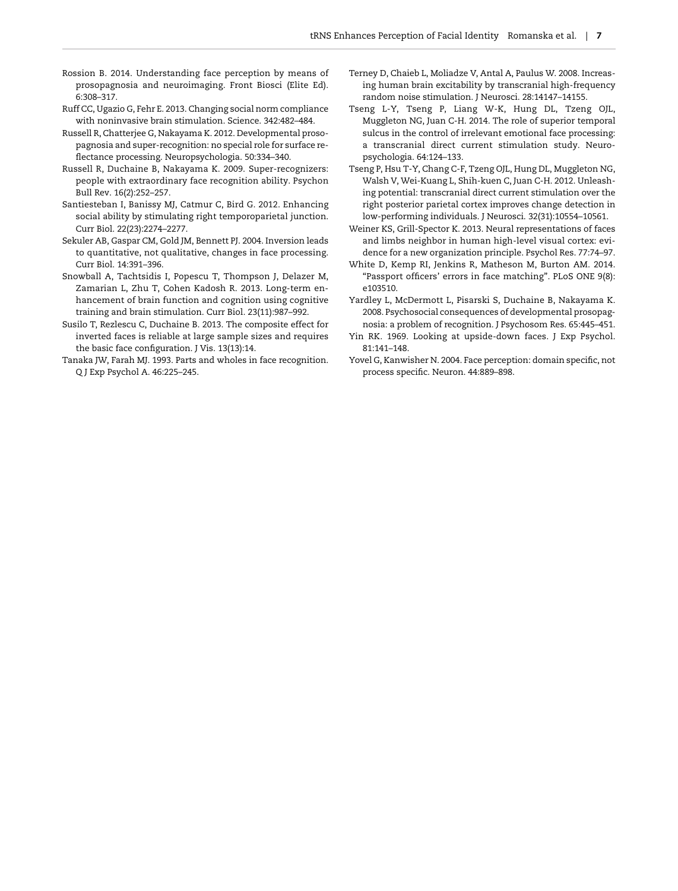Rossion B. 2014. Understanding face perception by means of prosopagnosia and neuroimaging. Front Biosci (Elite Ed). 6:308–317.

Ruff CC, Ugazio G, Fehr E. 2013. Changing social norm compliance with noninvasive brain stimulation. Science. 342:482–484.

Russell R, Chatterjee G, Nakayama K. 2012. Developmental prosopagnosia and super-recognition: no special role for surface reflectance processing. Neuropsychologia. 50:334–340.

Russell R, Duchaine B, Nakayama K. 2009. Super-recognizers: people with extraordinary face recognition ability. Psychon Bull Rev. 16(2):252–257.

Santiesteban I, Banissy MJ, Catmur C, Bird G. 2012. Enhancing social ability by stimulating right temporoparietal junction. Curr Biol. 22(23):2274–2277.

Sekuler AB, Gaspar CM, Gold JM, Bennett PJ. 2004. Inversion leads to quantitative, not qualitative, changes in face processing. Curr Biol. 14:391–396.

Snowball A, Tachtsidis I, Popescu T, Thompson J, Delazer M, Zamarian L, Zhu T, Cohen Kadosh R. 2013. Long-term enhancement of brain function and cognition using cognitive training and brain stimulation. Curr Biol. 23(11):987–992.

Susilo T, Rezlescu C, Duchaine B. 2013. The composite effect for inverted faces is reliable at large sample sizes and requires the basic face configuration. J Vis. 13(13):14.

Tanaka JW, Farah MJ. 1993. Parts and wholes in face recognition. Q J Exp Psychol A. 46:225–245.

Terney D, Chaieb L, Moliadze V, Antal A, Paulus W. 2008. Increasing human brain excitability by transcranial high-frequency random noise stimulation. J Neurosci. 28:14147–14155.

Tseng L-Y, Tseng P, Liang W-K, Hung DL, Tzeng OJL, Muggleton NG, Juan C-H. 2014. The role of superior temporal sulcus in the control of irrelevant emotional face processing: a transcranial direct current stimulation study. Neuropsychologia. 64:124–133.

Tseng P, Hsu T-Y, Chang C-F, Tzeng OJL, Hung DL, Muggleton NG, Walsh V, Wei-Kuang L, Shih-kuen C, Juan C-H. 2012. Unleashing potential: transcranial direct current stimulation over the right posterior parietal cortex improves change detection in low-performing individuals. J Neurosci. 32(31):10554–10561.

Weiner KS, Grill-Spector K. 2013. Neural representations of faces and limbs neighbor in human high-level visual cortex: evidence for a new organization principle. Psychol Res. 77:74–97.

White D, Kemp RI, Jenkins R, Matheson M, Burton AM. 2014. "Passport officers' errors in face matching". PLoS ONE 9(8): e103510.

Yardley L, McDermott L, Pisarski S, Duchaine B, Nakayama K. 2008. Psychosocial consequences of developmental prosopagnosia: a problem of recognition. J Psychosom Res. 65:445–451.

Yin RK. 1969. Looking at upside-down faces. J Exp Psychol. 81:141–148.

Yovel G, Kanwisher N. 2004. Face perception: domain specific, not process specific. Neuron. 44:889–898.